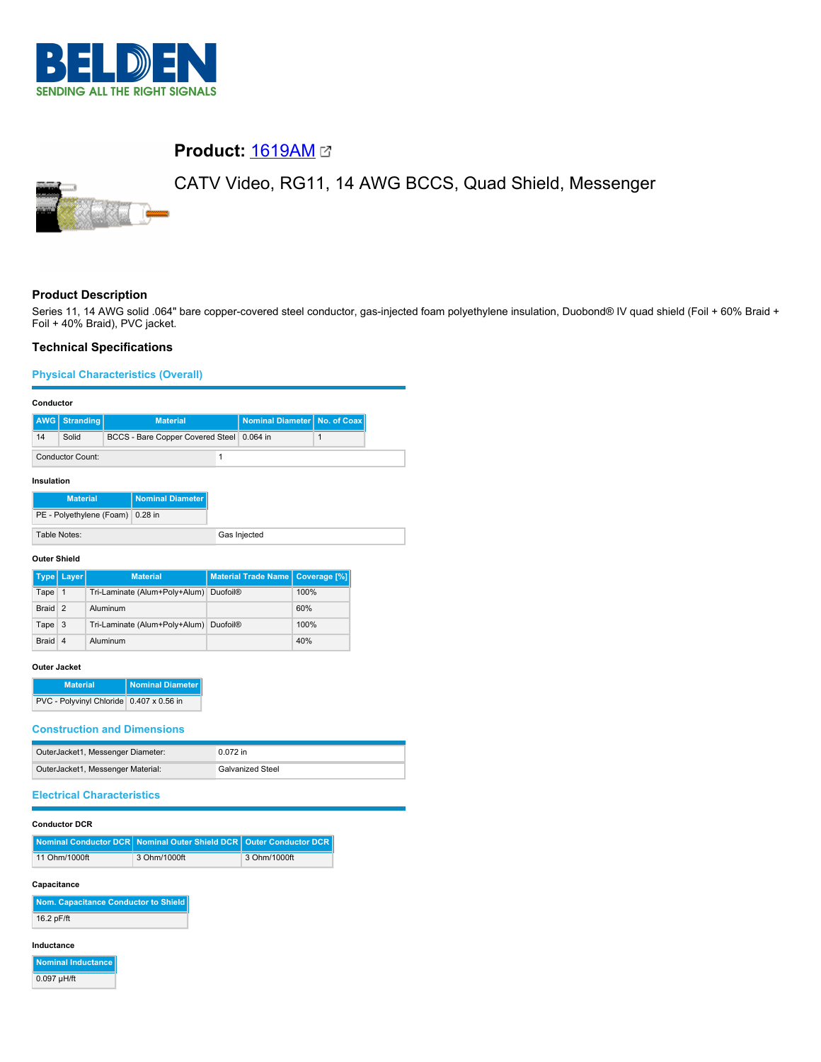# Product: 1619AM

CATV Video, RG11, 14 AWG BCCS, Quad Shield, Messenger

## Product Description

Series 11, 14 AWG solid .064" bare copper-covered steel conductor, gas-injected foam polyethylene insulation, Duobond® IV quad shield (Foil + 60% Braid + Foil + 40% Braid), PVC jacket.

## Technical Specifications

### Physical Characteristics (Overall)

**Conductor**

| AWG | Stranding | Material | Nominal Diameter | No. of Coax |
|---|---|---|---|---|
| 14 | Solid | BCCS - Bare Copper Covered Steel | 0.064 in | 1 |

| | |
|---|---|
| Conductor Count: | 1 |

**Insulation**

| Material | Nominal Diameter |
|---|---|
| PE - Polyethylene (Foam) | 0.28 in |

| | |
|---|---|
| Table Notes: | Gas Injected |

**Outer Shield**

| Type | Layer | Material | Material Trade Name | Coverage [%] |
|---|---|---|---|---|
| Tape | 1 | Tri-Laminate (Alum+Poly+Alum) | Duofoil® | 100% |
| Braid | 2 | Aluminum | | 60% |
| Tape | 3 | Tri-Laminate (Alum+Poly+Alum) | Duofoil® | 100% |
| Braid | 4 | Aluminum | | 40% |

**Outer Jacket**

| Material | Nominal Diameter |
|---|---|
| PVC - Polyvinyl Chloride | 0.407 x 0.56 in |

### Construction and Dimensions

| | |
|---|---|
| OuterJacket1, Messenger Diameter: | 0.072 in |
| OuterJacket1, Messenger Material: | Galvanized Steel |

### Electrical Characteristics

**Conductor DCR**

| Nominal Conductor DCR | Nominal Outer Shield DCR | Outer Conductor DCR |
|---|---|---|
| 11 Ohm/1000ft | 3 Ohm/1000ft | 3 Ohm/1000ft |

**Capacitance**

| Nom. Capacitance Conductor to Shield |
|---|
| 16.2 pF/ft |

**Inductance**

| Nominal Inductance |
|---|
| 0.097 µH/ft |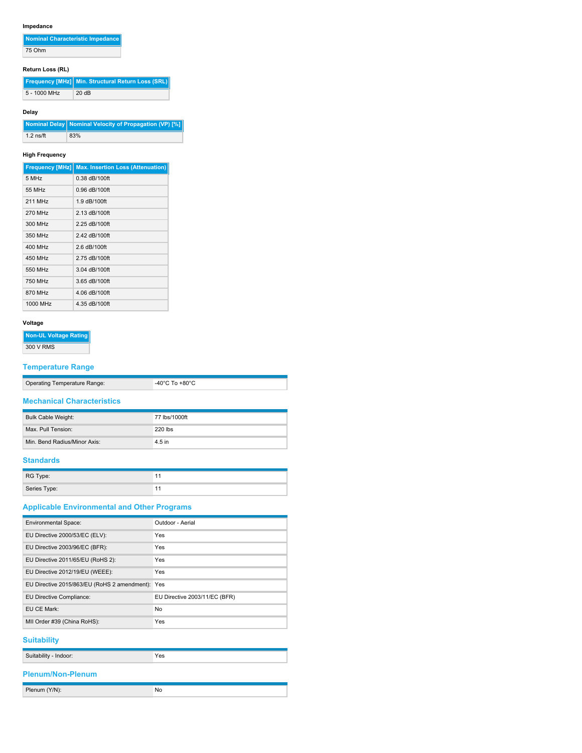#### Impedance

| Nominal Characteristic Impedance |
| --- |
| 75 Ohm |

#### Return Loss (RL)

| Frequency [MHz] | Min. Structural Return Loss (SRL) |
| --- | --- |
| 5 - 1000 MHz | 20 dB |

#### Delay

| Nominal Delay | Nominal Velocity of Propagation (VP) [%] |
| --- | --- |
| 1.2 ns/ft | 83% |

#### High Frequency

| Frequency [MHz] | Max. Insertion Loss (Attenuation) |
| --- | --- |
| 5 MHz | 0.38 dB/100ft |
| 55 MHz | 0.96 dB/100ft |
| 211 MHz | 1.9 dB/100ft |
| 270 MHz | 2.13 dB/100ft |
| 300 MHz | 2.25 dB/100ft |
| 350 MHz | 2.42 dB/100ft |
| 400 MHz | 2.6 dB/100ft |
| 450 MHz | 2.75 dB/100ft |
| 550 MHz | 3.04 dB/100ft |
| 750 MHz | 3.65 dB/100ft |
| 870 MHz | 4.06 dB/100ft |
| 1000 MHz | 4.35 dB/100ft |

#### Voltage

| Non-UL Voltage Rating |
| --- |
| 300 V RMS |

## Temperature Range

| | |
| --- | --- |
| Operating Temperature Range: | -40°C To +80°C |

## Mechanical Characteristics

| | |
| --- | --- |
| Bulk Cable Weight: | 77 lbs/1000ft |
| Max. Pull Tension: | 220 lbs |
| Min. Bend Radius/Minor Axis: | 4.5 in |

## Standards

| | |
| --- | --- |
| RG Type: | 11 |
| Series Type: | 11 |

## Applicable Environmental and Other Programs

| | |
| --- | --- |
| Environmental Space: | Outdoor - Aerial |
| EU Directive 2000/53/EC (ELV): | Yes |
| EU Directive 2003/96/EC (BFR): | Yes |
| EU Directive 2011/65/EU (RoHS 2): | Yes |
| EU Directive 2012/19/EU (WEEE): | Yes |
| EU Directive 2015/863/EU (RoHS 2 amendment): | Yes |
| EU Directive Compliance: | EU Directive 2003/11/EC (BFR) |
| EU CE Mark: | No |
| MII Order #39 (China RoHS): | Yes |

## Suitability

| | |
| --- | --- |
| Suitability - Indoor: | Yes |

## Plenum/Non-Plenum

| | |
| --- | --- |
| Plenum (Y/N): | No |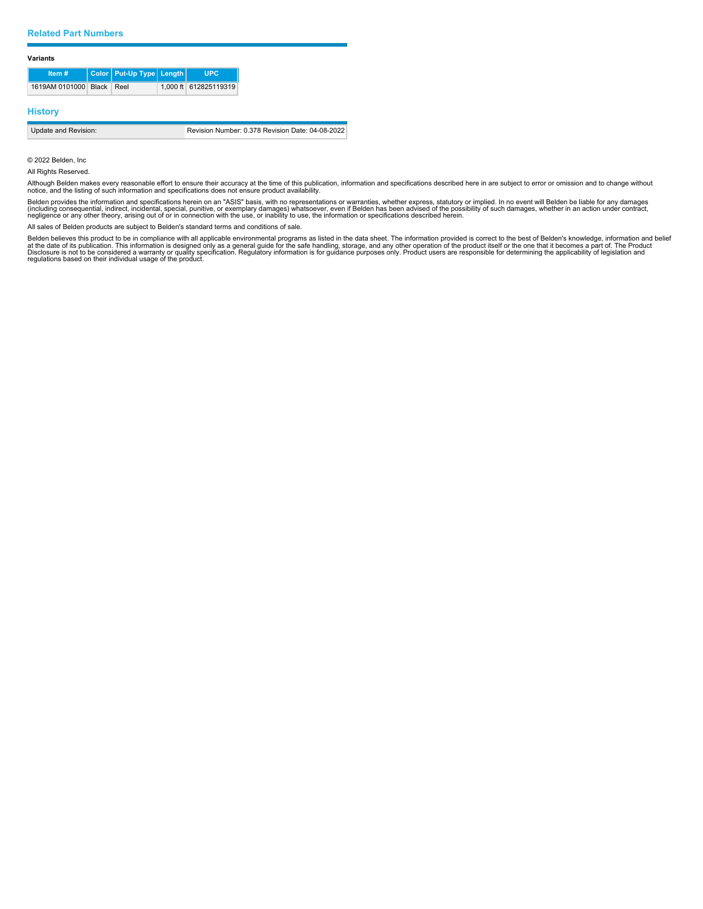## Related Part Numbers

**Variants**

| Item # | Color | Put-Up Type | Length | UPC |
|---|---|---|---|---|
| 1619AM 0101000 | Black | Reel | 1,000 ft | 612825119319 |

## History

| | |
|---|---|
| Update and Revision: | Revision Number: 0.378 Revision Date: 04-08-2022 |

© 2022 Belden, Inc

All Rights Reserved.

Although Belden makes every reasonable effort to ensure their accuracy at the time of this publication, information and specifications described here in are subject to error or omission and to change without notice, and the listing of such information and specifications does not ensure product availability.

Belden provides the information and specifications herein on an "ASIS" basis, with no representations or warranties, whether express, statutory or implied. In no event will Belden be liable for any damages (including consequential, indirect, incidental, special, punitive, or exemplary damages) whatsoever, even if Belden has been advised of the possibility of such damages, whether in an action under contract, negligence or any other theory, arising out of or in connection with the use, or inability to use, the information or specifications described herein.

All sales of Belden products are subject to Belden's standard terms and conditions of sale.

Belden believes this product to be in compliance with all applicable environmental programs as listed in the data sheet. The information provided is correct to the best of Belden's knowledge, information and belief at the date of its publication. This information is designed only as a general guide for the safe handling, storage, and any other operation of the product itself or the one that it becomes a part of. The Product Disclosure is not to be considered a warranty or quality specification. Regulatory information is for guidance purposes only. Product users are responsible for determining the applicability of legislation and regulations based on their individual usage of the product.